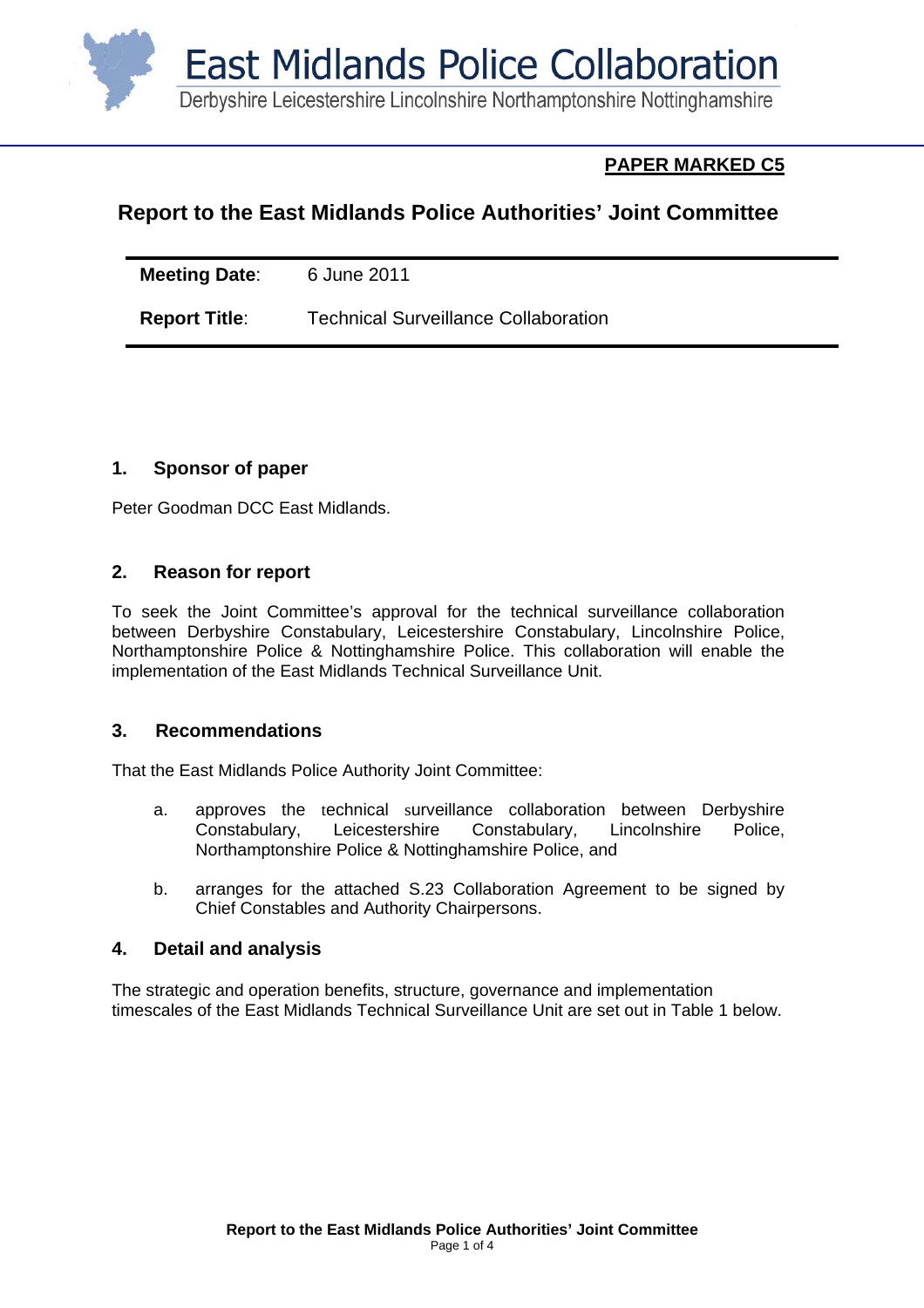# East Midlands Police Collaboration

Derbyshire Leicestershire Lincolnshire Northamptonshire Nottinghamshire

**PAPER MARKED C5**

## Report to the East Midlands Police Authorities' Joint Committee

| | |
|---|---|
| **Meeting Date**: | 6 June 2011 |
| **Report Title**: | Technical Surveillance Collaboration |

### 1. Sponsor of paper

Peter Goodman DCC East Midlands.

### 2. Reason for report

To seek the Joint Committee's approval for the technical surveillance collaboration between Derbyshire Constabulary, Leicestershire Constabulary, Lincolnshire Police, Northamptonshire Police & Nottinghamshire Police. This collaboration will enable the implementation of the East Midlands Technical Surveillance Unit.

### 3. Recommendations

That the East Midlands Police Authority Joint Committee:

a. approves the technical surveillance collaboration between Derbyshire Constabulary, Leicestershire Constabulary, Lincolnshire Police, Northamptonshire Police & Nottinghamshire Police, and

b. arranges for the attached S.23 Collaboration Agreement to be signed by Chief Constables and Authority Chairpersons.

### 4. Detail and analysis

The strategic and operation benefits, structure, governance and implementation timescales of the East Midlands Technical Surveillance Unit are set out in Table 1 below.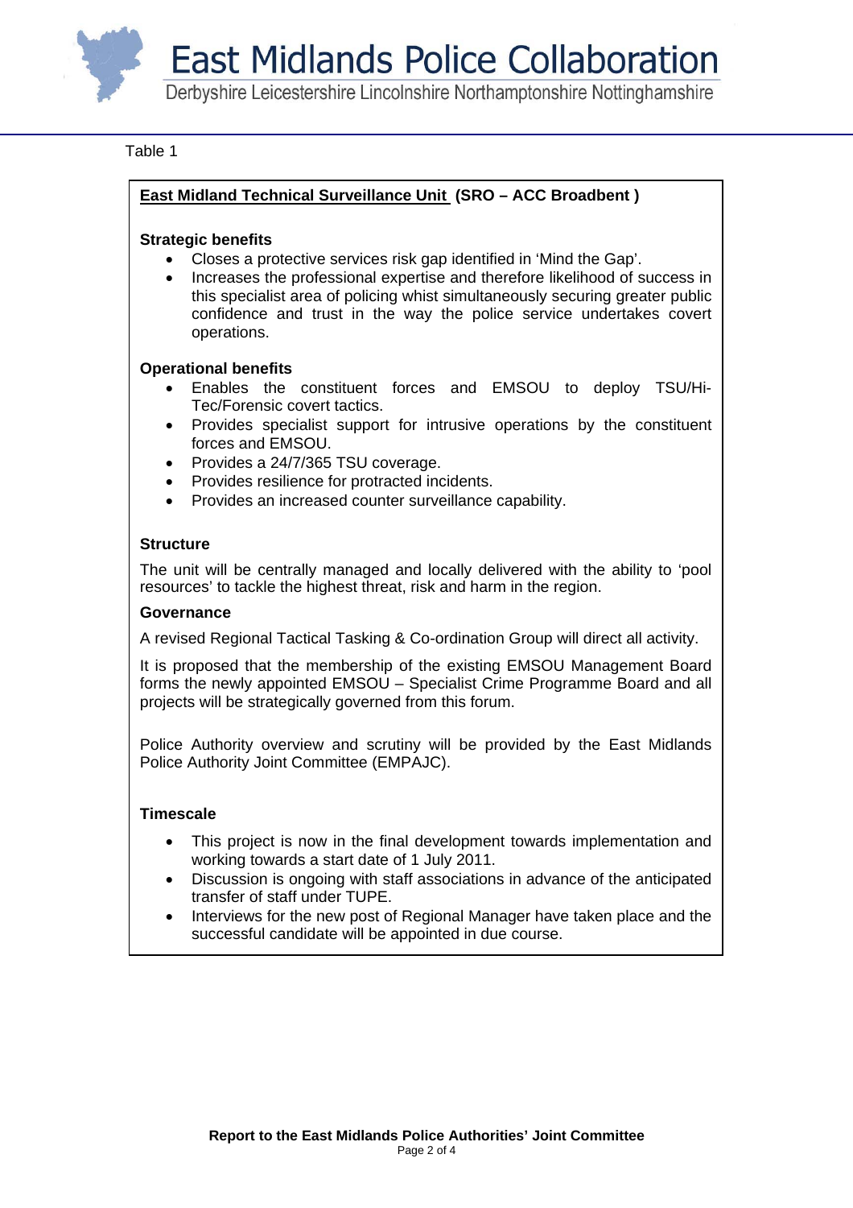Table 1

**<u>East Midland Technical Surveillance Unit</u> (SRO – ACC Broadbent )**

**Strategic benefits**

- Closes a protective services risk gap identified in 'Mind the Gap'.
- Increases the professional expertise and therefore likelihood of success in this specialist area of policing whist simultaneously securing greater public confidence and trust in the way the police service undertakes covert operations.

**Operational benefits**

- Enables the constituent forces and EMSOU to deploy TSU/Hi-Tec/Forensic covert tactics.
- Provides specialist support for intrusive operations by the constituent forces and EMSOU.
- Provides a 24/7/365 TSU coverage.
- Provides resilience for protracted incidents.
- Provides an increased counter surveillance capability.

**Structure**

The unit will be centrally managed and locally delivered with the ability to 'pool resources' to tackle the highest threat, risk and harm in the region.

**Governance**

A revised Regional Tactical Tasking & Co-ordination Group will direct all activity.

It is proposed that the membership of the existing EMSOU Management Board forms the newly appointed EMSOU – Specialist Crime Programme Board and all projects will be strategically governed from this forum.

Police Authority overview and scrutiny will be provided by the East Midlands Police Authority Joint Committee (EMPAJC).

**Timescale**

- This project is now in the final development towards implementation and working towards a start date of 1 July 2011.
- Discussion is ongoing with staff associations in advance of the anticipated transfer of staff under TUPE.
- Interviews for the new post of Regional Manager have taken place and the successful candidate will be appointed in due course.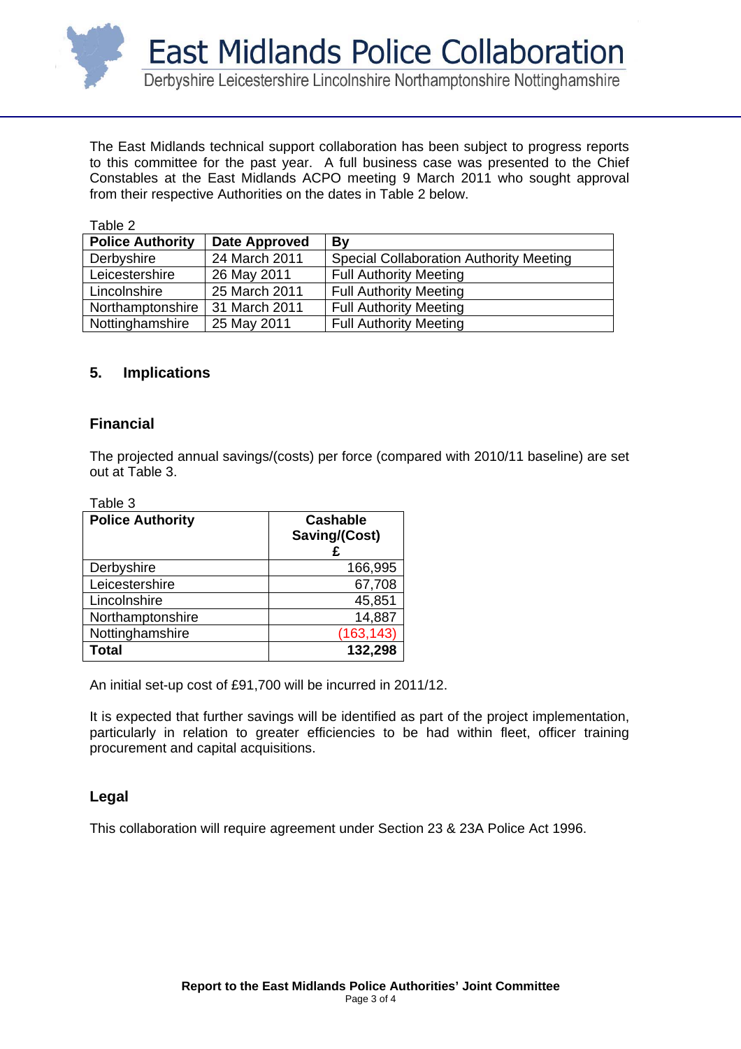The East Midlands technical support collaboration has been subject to progress reports to this committee for the past year. A full business case was presented to the Chief Constables at the East Midlands ACPO meeting 9 March 2011 who sought approval from their respective Authorities on the dates in Table 2 below.

Table 2

| Police Authority | Date Approved | By |
|---|---|---|
| Derbyshire | 24 March 2011 | Special Collaboration Authority Meeting |
| Leicestershire | 26 May 2011 | Full Authority Meeting |
| Lincolnshire | 25 March 2011 | Full Authority Meeting |
| Northamptonshire | 31 March 2011 | Full Authority Meeting |
| Nottinghamshire | 25 May 2011 | Full Authority Meeting |

## 5. Implications

### Financial

The projected annual savings/(costs) per force (compared with 2010/11 baseline) are set out at Table 3.

Table 3

| Police Authority | Cashable Saving/(Cost) £ |
|---|---|
| Derbyshire | 166,995 |
| Leicestershire | 67,708 |
| Lincolnshire | 45,851 |
| Northamptonshire | 14,887 |
| Nottinghamshire | (163,143) |
| **Total** | **132,298** |

An initial set-up cost of £91,700 will be incurred in 2011/12.

It is expected that further savings will be identified as part of the project implementation, particularly in relation to greater efficiencies to be had within fleet, officer training procurement and capital acquisitions.

### Legal

This collaboration will require agreement under Section 23 & 23A Police Act 1996.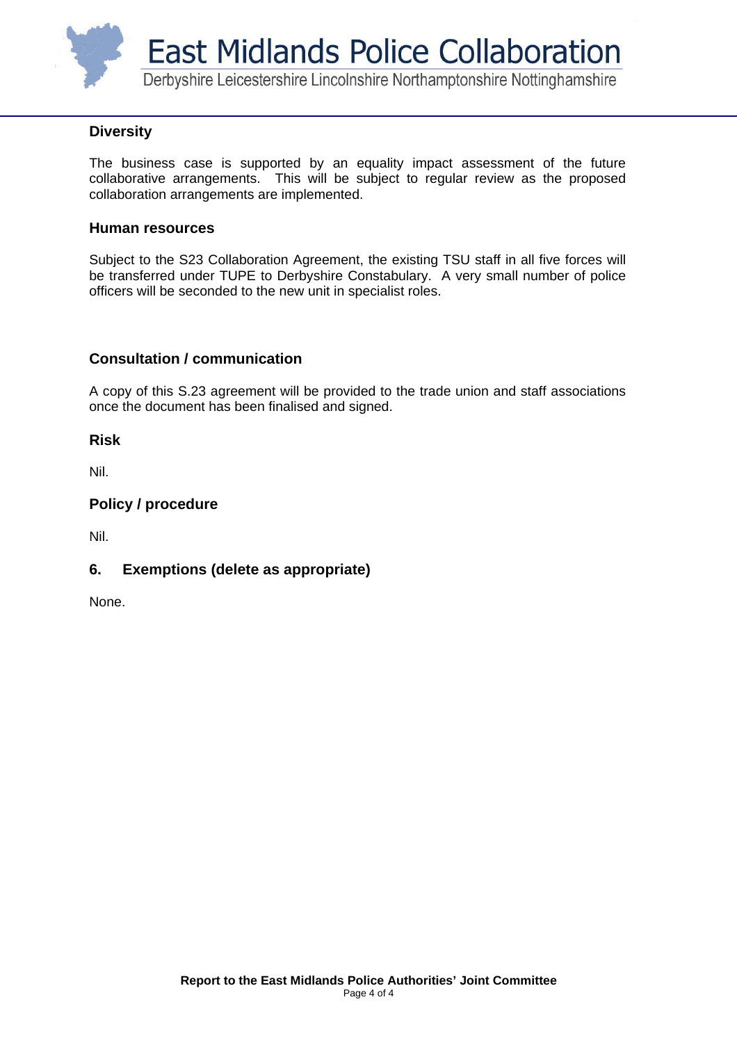**Diversity**

The business case is supported by an equality impact assessment of the future collaborative arrangements. This will be subject to regular review as the proposed collaboration arrangements are implemented.

**Human resources**

Subject to the S23 Collaboration Agreement, the existing TSU staff in all five forces will be transferred under TUPE to Derbyshire Constabulary. A very small number of police officers will be seconded to the new unit in specialist roles.

**Consultation / communication**

A copy of this S.23 agreement will be provided to the trade union and staff associations once the document has been finalised and signed.

**Risk**

Nil.

**Policy / procedure**

Nil.

## 6. Exemptions (delete as appropriate)

None.